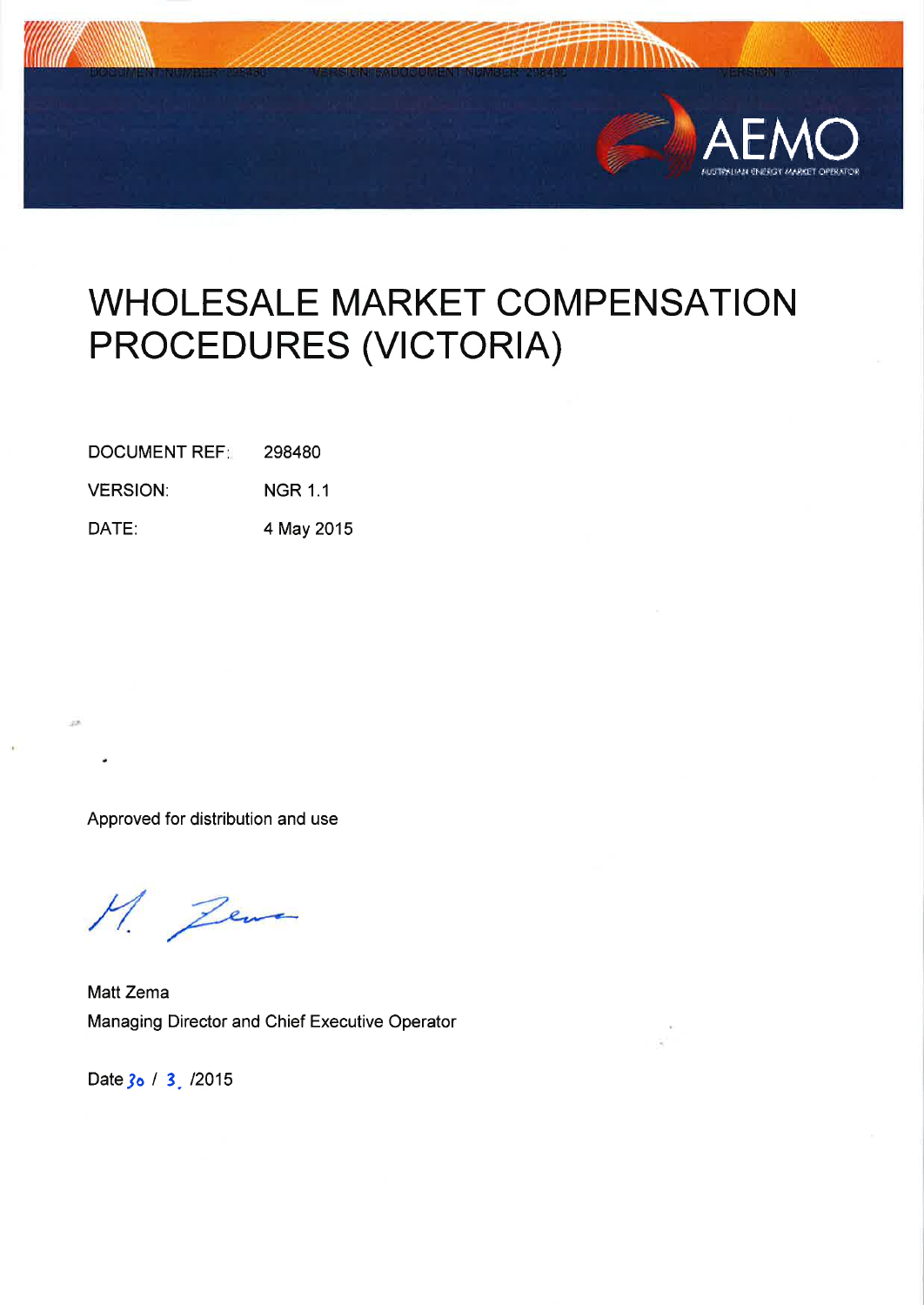# WHOLESALE MARKET COMPENSATION PROCEDURES (VICTORIA)

| | |
|---|---|
| DOCUMENT REF: | 298480 |
| VERSION: | NGR 1.1 |
| DATE: | 4 May 2015 |

Approved for distribution and use

Matt Zema
Managing Director and Chief Executive Operator

Date 30 / 3 /2015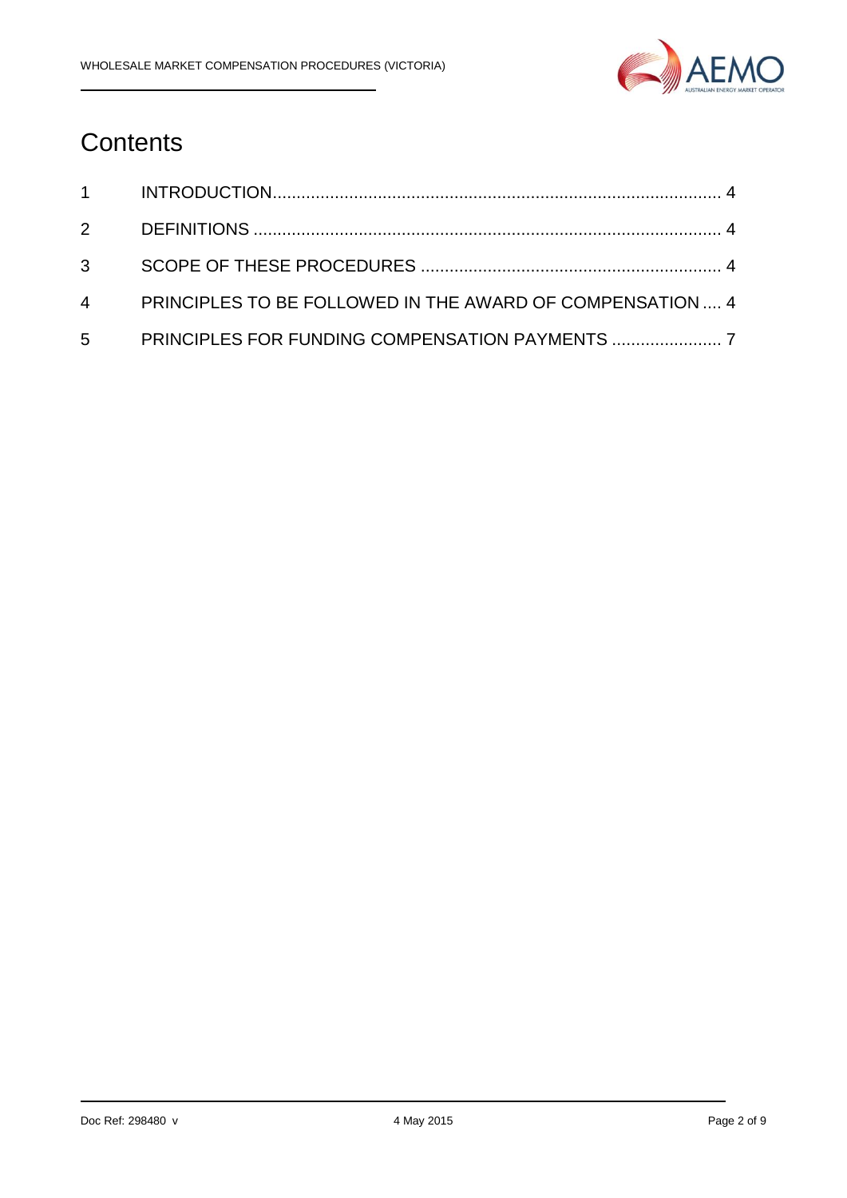# Contents

| | | |
|---|---|---|
| 1 | INTRODUCTION | 4 |
| 2 | DEFINITIONS | 4 |
| 3 | SCOPE OF THESE PROCEDURES | 4 |
| 4 | PRINCIPLES TO BE FOLLOWED IN THE AWARD OF COMPENSATION | 4 |
| 5 | PRINCIPLES FOR FUNDING COMPENSATION PAYMENTS | 7 |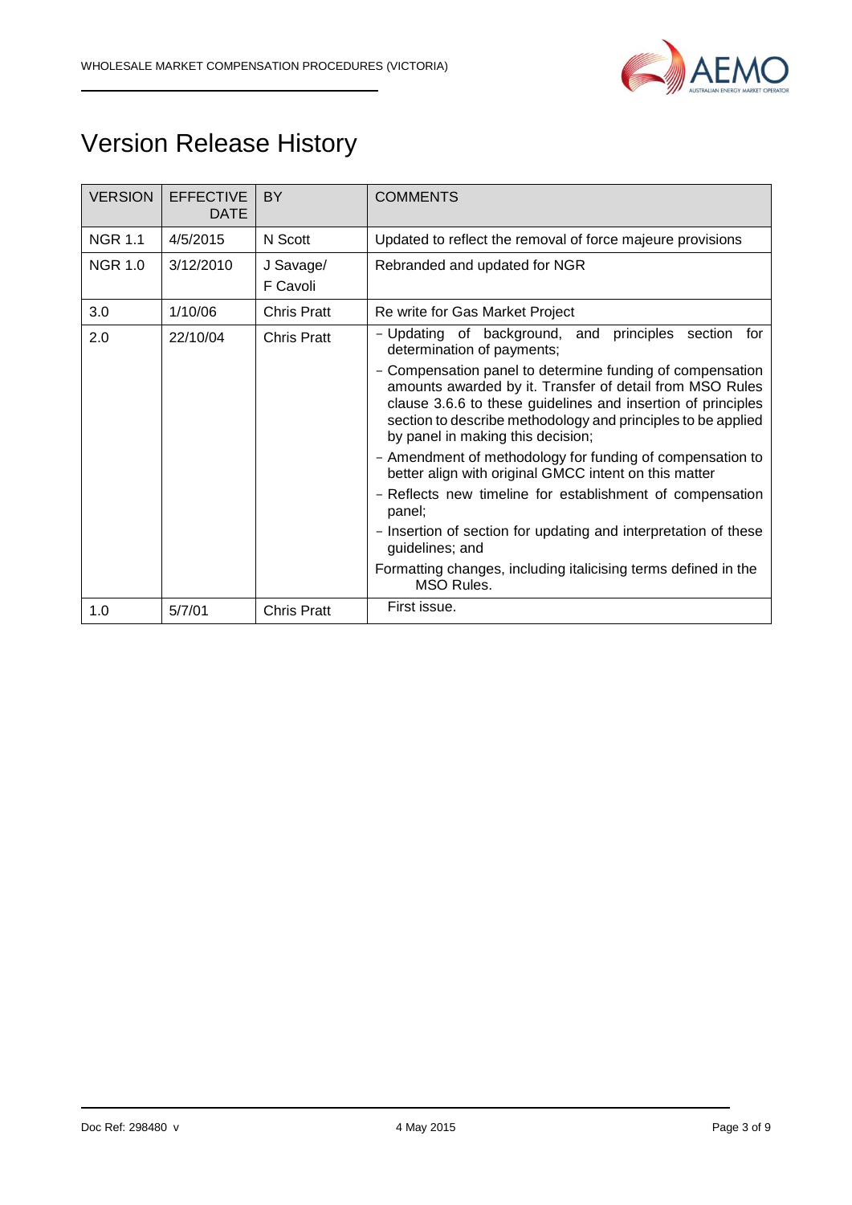# Version Release History

| VERSION | EFFECTIVE DATE | BY | COMMENTS |
|---|---|---|---|
| NGR 1.1 | 4/5/2015 | N Scott | Updated to reflect the removal of force majeure provisions |
| NGR 1.0 | 3/12/2010 | J Savage/ F Cavoli | Rebranded and updated for NGR |
| 3.0 | 1/10/06 | Chris Pratt | Re write for Gas Market Project |
| 2.0 | 22/10/04 | Chris Pratt | - Updating of background, and principles section for determination of payments;<br>- Compensation panel to determine funding of compensation amounts awarded by it. Transfer of detail from MSO Rules clause 3.6.6 to these guidelines and insertion of principles section to describe methodology and principles to be applied by panel in making this decision;<br>- Amendment of methodology for funding of compensation to better align with original GMCC intent on this matter<br>- Reflects new timeline for establishment of compensation panel;<br>- Insertion of section for updating and interpretation of these guidelines; and<br>Formatting changes, including italicising terms defined in the MSO Rules. |
| 1.0 | 5/7/01 | Chris Pratt | First issue. |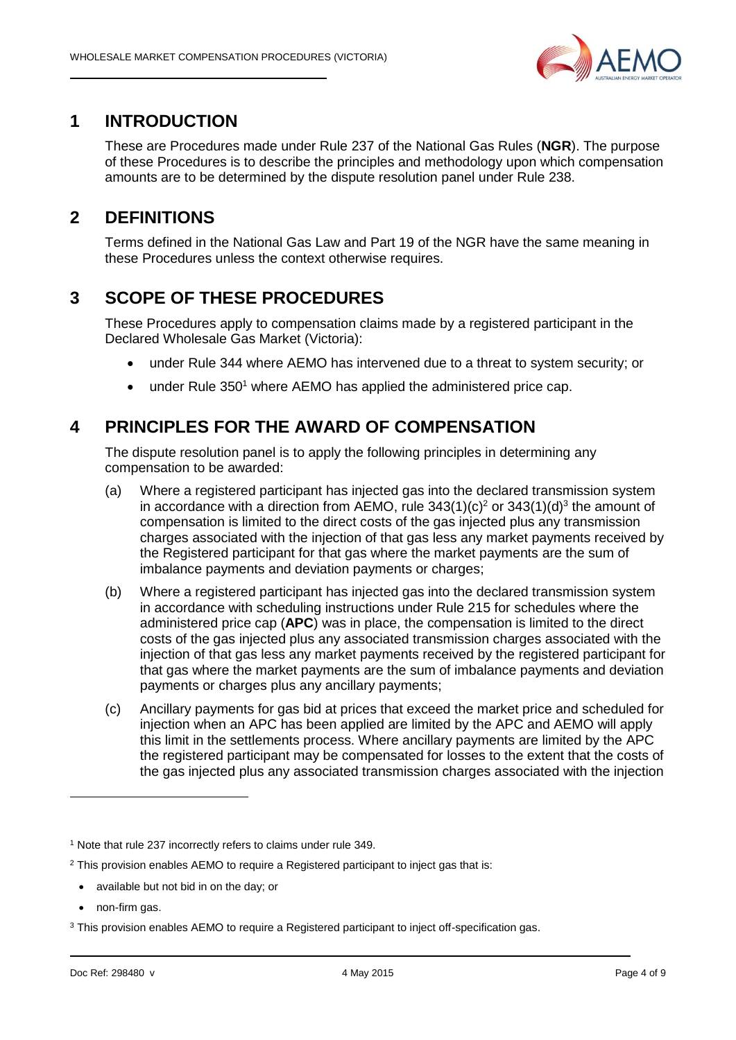# 1 INTRODUCTION

These are Procedures made under Rule 237 of the National Gas Rules (**NGR**). The purpose of these Procedures is to describe the principles and methodology upon which compensation amounts are to be determined by the dispute resolution panel under Rule 238.

# 2 DEFINITIONS

Terms defined in the National Gas Law and Part 19 of the NGR have the same meaning in these Procedures unless the context otherwise requires.

# 3 SCOPE OF THESE PROCEDURES

These Procedures apply to compensation claims made by a registered participant in the Declared Wholesale Gas Market (Victoria):

- under Rule 344 where AEMO has intervened due to a threat to system security; or
- under Rule 350[1] where AEMO has applied the administered price cap.

# 4 PRINCIPLES FOR THE AWARD OF COMPENSATION

The dispute resolution panel is to apply the following principles in determining any compensation to be awarded:

(a) Where a registered participant has injected gas into the declared transmission system in accordance with a direction from AEMO, rule 343(1)(c)[2] or 343(1)(d)[3] the amount of compensation is limited to the direct costs of the gas injected plus any transmission charges associated with the injection of that gas less any market payments received by the Registered participant for that gas where the market payments are the sum of imbalance payments and deviation payments or charges;

(b) Where a registered participant has injected gas into the declared transmission system in accordance with scheduling instructions under Rule 215 for schedules where the administered price cap (**APC**) was in place, the compensation is limited to the direct costs of the gas injected plus any associated transmission charges associated with the injection of that gas less any market payments received by the registered participant for that gas where the market payments are the sum of imbalance payments and deviation payments or charges plus any ancillary payments;

(c) Ancillary payments for gas bid at prices that exceed the market price and scheduled for injection when an APC has been applied are limited by the APC and AEMO will apply this limit in the settlements process. Where ancillary payments are limited by the APC the registered participant may be compensated for losses to the extent that the costs of the gas injected plus any associated transmission charges associated with the injection

---

[1] Note that rule 237 incorrectly refers to claims under rule 349.

[2] This provision enables AEMO to require a Registered participant to inject gas that is:

- available but not bid in on the day; or
- non-firm gas.

[3] This provision enables AEMO to require a Registered participant to inject off-specification gas.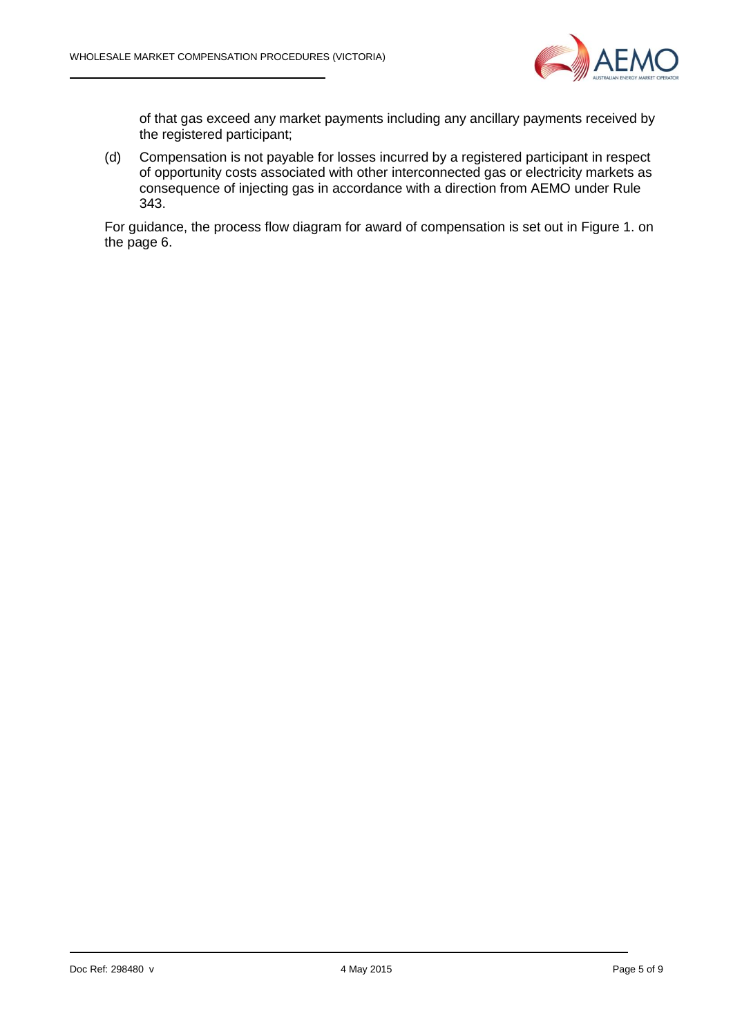of that gas exceed any market payments including any ancillary payments received by the registered participant;

(d) Compensation is not payable for losses incurred by a registered participant in respect of opportunity costs associated with other interconnected gas or electricity markets as consequence of injecting gas in accordance with a direction from AEMO under Rule 343.

For guidance, the process flow diagram for award of compensation is set out in Figure 1. on the page 6.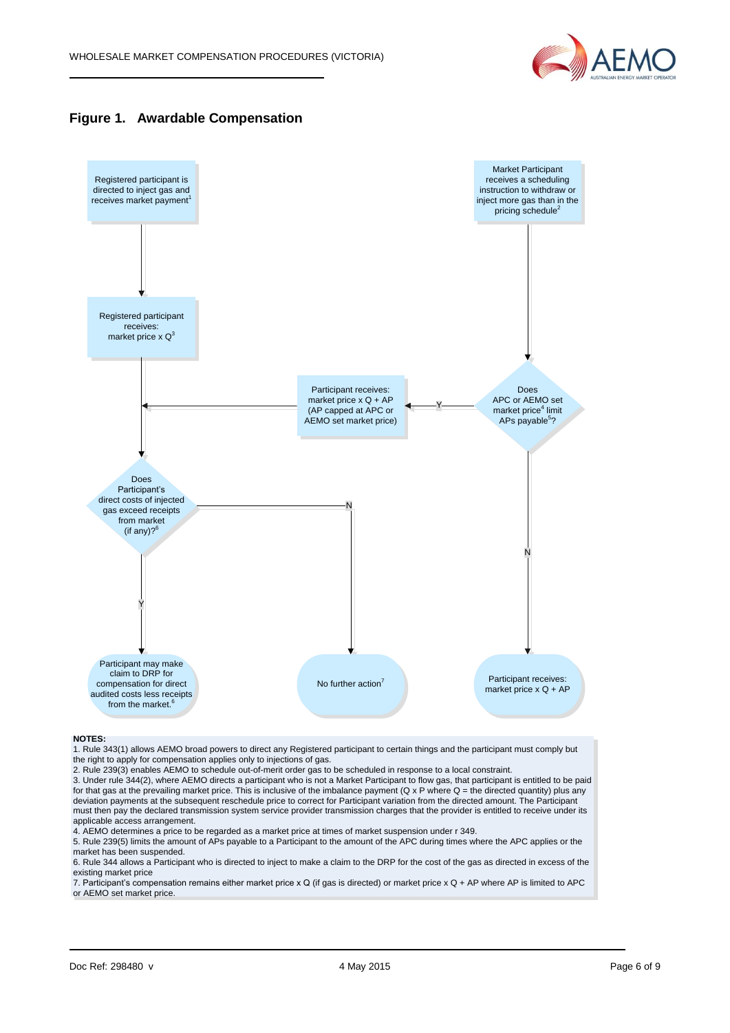## Figure 1. Awardable Compensation

Registered participant is directed to inject gas and receives market payment[1]

Registered participant receives: market price x Q[3]

Market Participant receives a scheduling instruction to withdraw or inject more gas than in the pricing schedule[2]

Does APC or AEMO set market price[4] limit APs payable[5]?

Y

Participant receives: market price x Q + AP (AP capped at APC or AEMO set market price)

Does Participant's direct costs of injected gas exceed receipts from market (if any)?[6]

N

Y

N

Participant may make claim to DRP for compensation for direct audited costs less receipts from the market.[6]

No further action[7]

Participant receives: market price x Q + AP

**NOTES:**

1. Rule 343(1) allows AEMO broad powers to direct any Registered participant to certain things and the participant must comply but the right to apply for compensation applies only to injections of gas.
2. Rule 239(3) enables AEMO to schedule out-of-merit order gas to be scheduled in response to a local constraint.
3. Under rule 344(2), where AEMO directs a participant who is not a Market Participant to flow gas, that participant is entitled to be paid for that gas at the prevailing market price. This is inclusive of the imbalance payment (Q x P where Q = the directed quantity) plus any deviation payments at the subsequent reschedule price to correct for Participant variation from the directed amount. The Participant must then pay the declared transmission system service provider transmission charges that the provider is entitled to receive under its applicable access arrangement.
4. AEMO determines a price to be regarded as a market price at times of market suspension under r 349.
5. Rule 239(5) limits the amount of APs payable to a Participant to the amount of the APC during times where the APC applies or the market has been suspended.
6. Rule 344 allows a Participant who is directed to inject to make a claim to the DRP for the cost of the gas as directed in excess of the existing market price
7. Participant's compensation remains either market price x Q (if gas is directed) or market price x Q + AP where AP is limited to APC or AEMO set market price.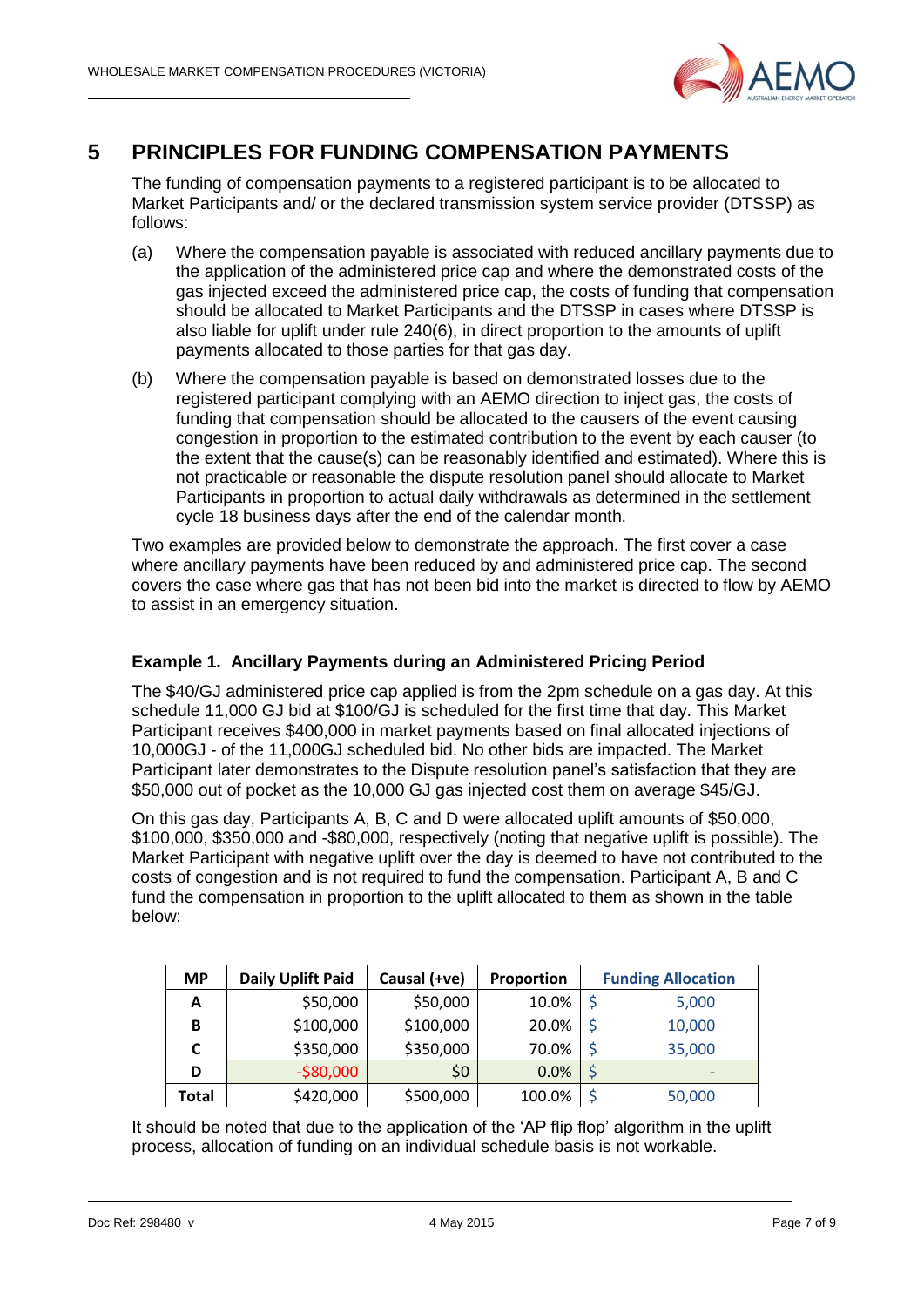# 5 PRINCIPLES FOR FUNDING COMPENSATION PAYMENTS

The funding of compensation payments to a registered participant is to be allocated to Market Participants and/ or the declared transmission system service provider (DTSSP) as follows:

(a) Where the compensation payable is associated with reduced ancillary payments due to the application of the administered price cap and where the demonstrated costs of the gas injected exceed the administered price cap, the costs of funding that compensation should be allocated to Market Participants and the DTSSP in cases where DTSSP is also liable for uplift under rule 240(6), in direct proportion to the amounts of uplift payments allocated to those parties for that gas day.

(b) Where the compensation payable is based on demonstrated losses due to the registered participant complying with an AEMO direction to inject gas, the costs of funding that compensation should be allocated to the causers of the event causing congestion in proportion to the estimated contribution to the event by each causer (to the extent that the cause(s) can be reasonably identified and estimated). Where this is not practicable or reasonable the dispute resolution panel should allocate to Market Participants in proportion to actual daily withdrawals as determined in the settlement cycle 18 business days after the end of the calendar month.

Two examples are provided below to demonstrate the approach. The first cover a case where ancillary payments have been reduced by and administered price cap. The second covers the case where gas that has not been bid into the market is directed to flow by AEMO to assist in an emergency situation.

### Example 1. Ancillary Payments during an Administered Pricing Period

The $40/GJ administered price cap applied is from the 2pm schedule on a gas day. At this schedule 11,000 GJ bid at $100/GJ is scheduled for the first time that day. This Market Participant receives $400,000 in market payments based on final allocated injections of 10,000GJ - of the 11,000GJ scheduled bid. No other bids are impacted. The Market Participant later demonstrates to the Dispute resolution panel's satisfaction that they are $50,000 out of pocket as the 10,000 GJ gas injected cost them on average $45/GJ.

On this gas day, Participants A, B, C and D were allocated uplift amounts of $50,000, $100,000, $350,000 and -$80,000, respectively (noting that negative uplift is possible). The Market Participant with negative uplift over the day is deemed to have not contributed to the costs of congestion and is not required to fund the compensation. Participant A, B and C fund the compensation in proportion to the uplift allocated to them as shown in the table below:

| MP | Daily Uplift Paid | Causal (+ve) | Proportion | Funding Allocation |
|---|---|---|---|---|
| A | $50,000 | $50,000 | 10.0% | $ 5,000 |
| B | $100,000 | $100,000 | 20.0% | $ 10,000 |
| C | $350,000 | $350,000 | 70.0% | $ 35,000 |
| D | -$80,000 | $0 | 0.0% | $ - |
| Total | $420,000 | $500,000 | 100.0% | $ 50,000 |

It should be noted that due to the application of the 'AP flip flop' algorithm in the uplift process, allocation of funding on an individual schedule basis is not workable.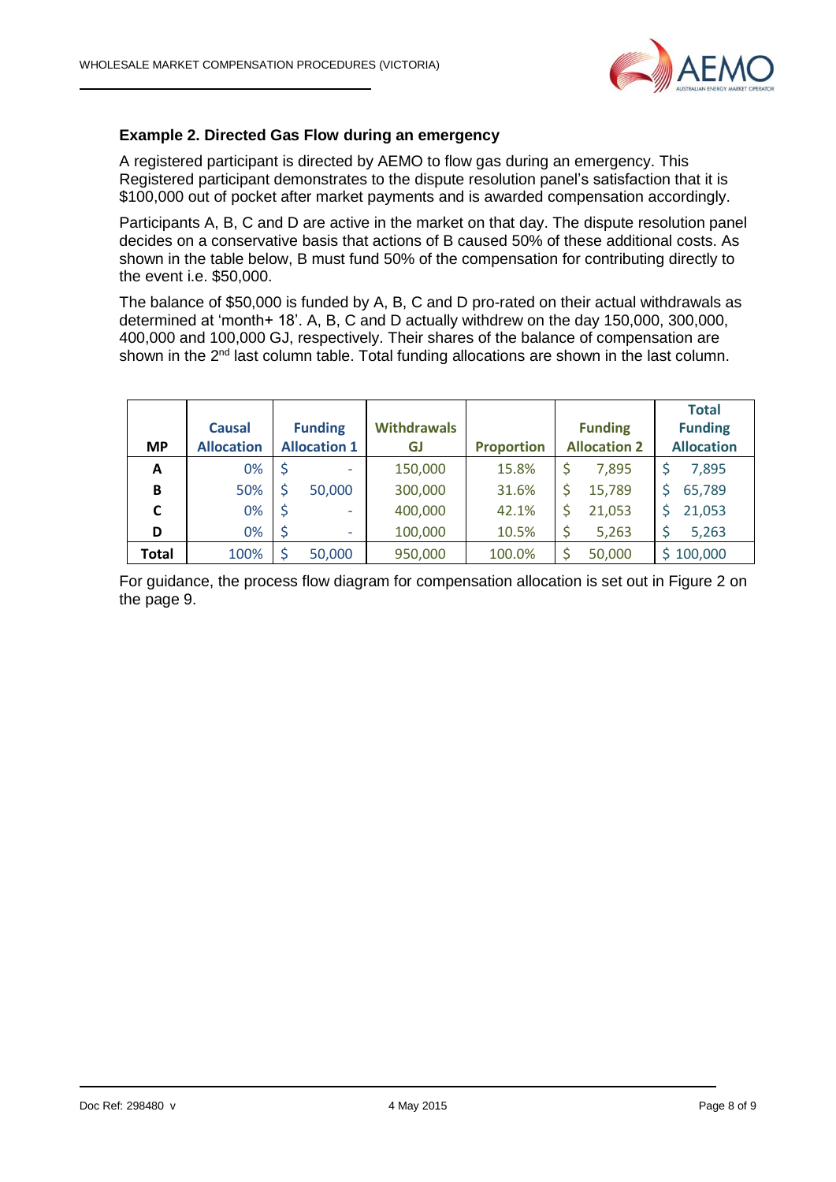### Example 2. Directed Gas Flow during an emergency

A registered participant is directed by AEMO to flow gas during an emergency. This Registered participant demonstrates to the dispute resolution panel's satisfaction that it is $100,000 out of pocket after market payments and is awarded compensation accordingly.

Participants A, B, C and D are active in the market on that day. The dispute resolution panel decides on a conservative basis that actions of B caused 50% of these additional costs. As shown in the table below, B must fund 50% of the compensation for contributing directly to the event i.e. $50,000.

The balance of $50,000 is funded by A, B, C and D pro-rated on their actual withdrawals as determined at 'month+ 18'. A, B, C and D actually withdrew on the day 150,000, 300,000, 400,000 and 100,000 GJ, respectively. Their shares of the balance of compensation are shown in the 2nd last column table. Total funding allocations are shown in the last column.

| MP | Causal Allocation | Funding Allocation 1 | Withdrawals GJ | Proportion | Funding Allocation 2 | Total Funding Allocation |
|---|---|---|---|---|---|---|
| A | 0% | $ - | 150,000 | 15.8% | $ 7,895 | $ 7,895 |
| B | 50% | $ 50,000 | 300,000 | 31.6% | $ 15,789 | $ 65,789 |
| C | 0% | $ - | 400,000 | 42.1% | $ 21,053 | $ 21,053 |
| D | 0% | $ - | 100,000 | 10.5% | $ 5,263 | $ 5,263 |
| **Total** | 100% | $ 50,000 | 950,000 | 100.0% | $ 50,000 | $ 100,000 |

For guidance, the process flow diagram for compensation allocation is set out in Figure 2 on the page 9.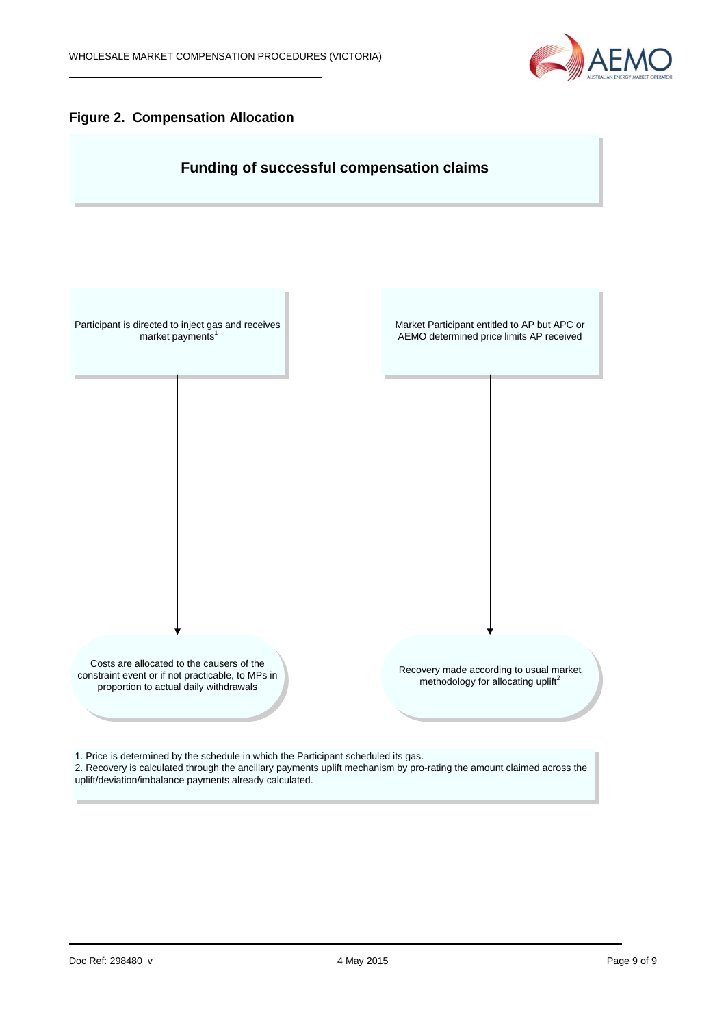**Figure 2. Compensation Allocation**

**Funding of successful compensation claims**

Participant is directed to inject gas and receives market payments[1]

Costs are allocated to the causers of the constraint event or if not practicable, to MPs in proportion to actual daily withdrawals

Market Participant entitled to AP but APC or AEMO determined price limits AP received

Recovery made according to usual market methodology for allocating uplift[2]

1. Price is determined by the schedule in which the Participant scheduled its gas.
2. Recovery is calculated through the ancillary payments uplift mechanism by pro-rating the amount claimed across the uplift/deviation/imbalance payments already calculated.